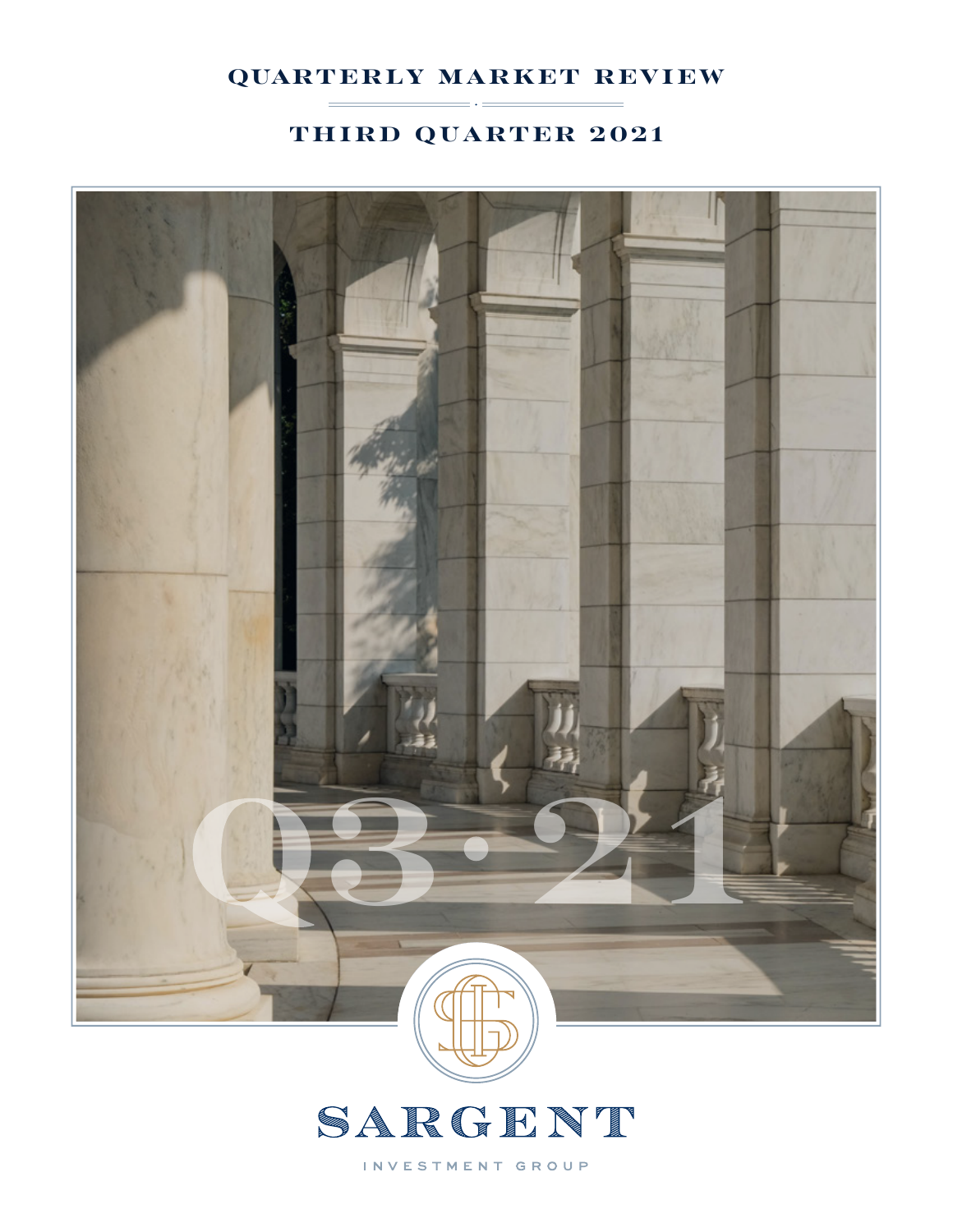# QUARTERLY MARKET REVIEW

## THIRD QUARTER 2021

Q3·21

SARGENT

INVESTMENT GROUP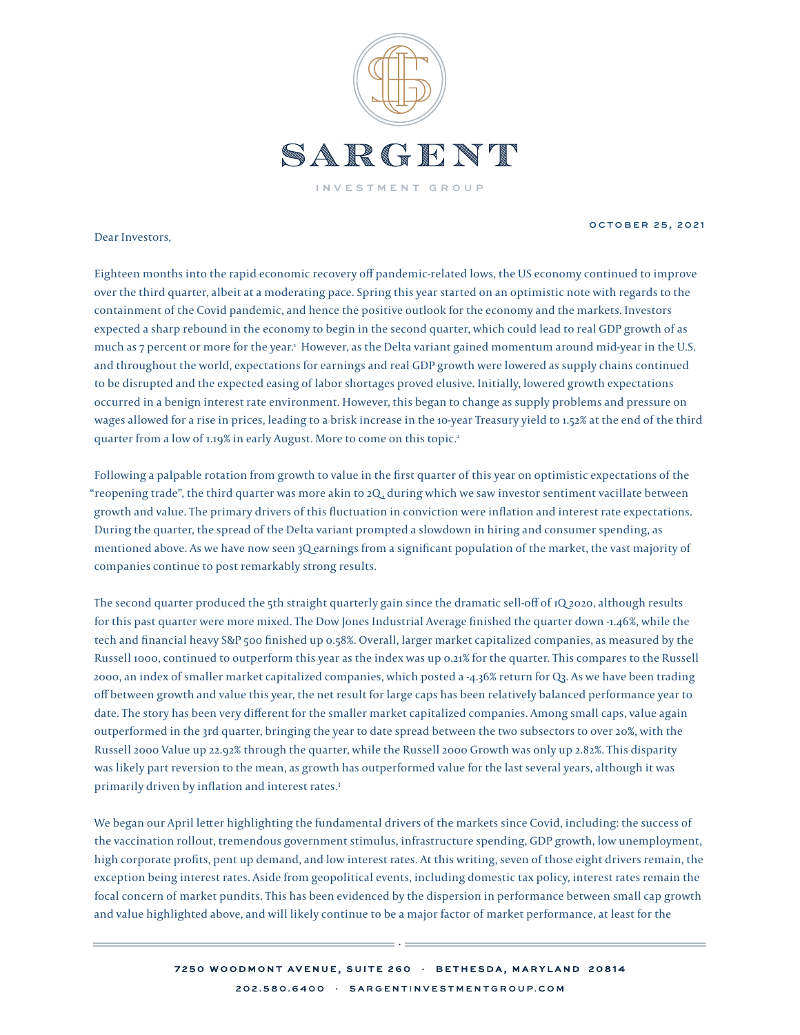OCTOBER 25, 2021

Dear Investors,

Eighteen months into the rapid economic recovery off pandemic-related lows, the US economy continued to improve over the third quarter, albeit at a moderating pace. Spring this year started on an optimistic note with regards to the containment of the Covid pandemic, and hence the positive outlook for the economy and the markets. Investors expected a sharp rebound in the economy to begin in the second quarter, which could lead to real GDP growth of as much as 7 percent or more for the year.[1] However, as the Delta variant gained momentum around mid-year in the U.S. and throughout the world, expectations for earnings and real GDP growth were lowered as supply chains continued to be disrupted and the expected easing of labor shortages proved elusive. Initially, lowered growth expectations occurred in a benign interest rate environment. However, this began to change as supply problems and pressure on wages allowed for a rise in prices, leading to a brisk increase in the 10-year Treasury yield to 1.52% at the end of the third quarter from a low of 1.19% in early August. More to come on this topic.[2]

Following a palpable rotation from growth to value in the first quarter of this year on optimistic expectations of the "reopening trade", the third quarter was more akin to 2Q, during which we saw investor sentiment vacillate between growth and value. The primary drivers of this fluctuation in conviction were inflation and interest rate expectations. During the quarter, the spread of the Delta variant prompted a slowdown in hiring and consumer spending, as mentioned above. As we have now seen 3Q earnings from a significant population of the market, the vast majority of companies continue to post remarkably strong results.

The second quarter produced the 5th straight quarterly gain since the dramatic sell-off of 1Q 2020, although results for this past quarter were more mixed. The Dow Jones Industrial Average finished the quarter down -1.46%, while the tech and financial heavy S&P 500 finished up 0.58%. Overall, larger market capitalized companies, as measured by the Russell 1000, continued to outperform this year as the index was up 0.21% for the quarter. This compares to the Russell 2000, an index of smaller market capitalized companies, which posted a -4.36% return for Q3. As we have been trading off between growth and value this year, the net result for large caps has been relatively balanced performance year to date. The story has been very different for the smaller market capitalized companies. Among small caps, value again outperformed in the 3rd quarter, bringing the year to date spread between the two subsectors to over 20%, with the Russell 2000 Value up 22.92% through the quarter, while the Russell 2000 Growth was only up 2.82%. This disparity was likely part reversion to the mean, as growth has outperformed value for the last several years, although it was primarily driven by inflation and interest rates.[3]

We began our April letter highlighting the fundamental drivers of the markets since Covid, including: the success of the vaccination rollout, tremendous government stimulus, infrastructure spending, GDP growth, low unemployment, high corporate profits, pent up demand, and low interest rates. At this writing, seven of those eight drivers remain, the exception being interest rates. Aside from geopolitical events, including domestic tax policy, interest rates remain the focal concern of market pundits. This has been evidenced by the dispersion in performance between small cap growth and value highlighted above, and will likely continue to be a major factor of market performance, at least for the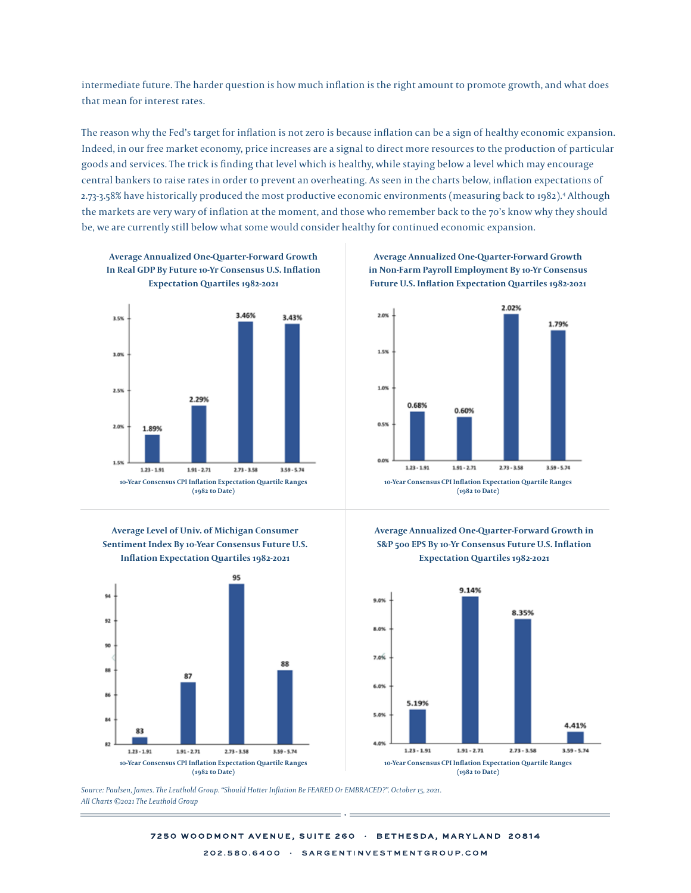intermediate future. The harder question is how much inflation is the right amount to promote growth, and what does that mean for interest rates.

The reason why the Fed's target for inflation is not zero is because inflation can be a sign of healthy economic expansion. Indeed, in our free market economy, price increases are a signal to direct more resources to the production of particular goods and services. The trick is finding that level which is healthy, while staying below a level which may encourage central bankers to raise rates in order to prevent an overheating. As seen in the charts below, inflation expectations of 2.73-3.58% have historically produced the most productive economic environments (measuring back to 1982).[4] Although the markets are very wary of inflation at the moment, and those who remember back to the 70's know why they should be, we are currently still below what some would consider healthy for continued economic expansion.

**Average Annualized One-Quarter-Forward Growth In Real GDP By Future 10-Yr Consensus U.S. Inflation Expectation Quartiles 1982-2021**

| 10-Year Consensus CPI Inflation Expectation Quartile Ranges (1982 to Date) | Growth |
|---|---|
| 1.23 - 1.91 | 1.89% |
| 1.91 - 2.71 | 2.29% |
| 2.73 - 3.58 | 3.46% |
| 3.59 - 5.74 | 3.43% |

**Average Annualized One-Quarter-Forward Growth in Non-Farm Payroll Employment By 10-Yr Consensus Future U.S. Inflation Expectation Quartiles 1982-2021**

| 10-Year Consensus CPI Inflation Expectation Quartile Ranges (1982 to Date) | Growth |
|---|---|
| 1.23 - 1.91 | 0.68% |
| 1.91 - 2.71 | 0.60% |
| 2.73 - 3.58 | 2.02% |
| 3.59 - 5.74 | 1.79% |

**Average Level of Univ. of Michigan Consumer Sentiment Index By 10-Year Consensus Future U.S. Inflation Expectation Quartiles 1982-2021**

| 10-Year Consensus CPI Inflation Expectation Quartile Ranges (1982 to Date) | Level |
|---|---|
| 1.23 - 1.91 | 83 |
| 1.91 - 2.71 | 87 |
| 2.73 - 3.58 | 95 |
| 3.59 - 5.74 | 88 |

**Average Annualized One-Quarter-Forward Growth in S&P 500 EPS By 10-Yr Consensus Future U.S. Inflation Expectation Quartiles 1982-2021**

| 10-Year Consensus CPI Inflation Expectation Quartile Ranges (1982 to Date) | Growth |
|---|---|
| 1.23 - 1.91 | 5.19% |
| 1.91 - 2.71 | 9.14% |
| 2.73 - 3.58 | 8.35% |
| 3.59 - 5.74 | 4.41% |

*Source: Paulsen, James. The Leuthold Group. "Should Hotter Inflation Be FEARED Or EMBRACED?". October 15, 2021.*
*All Charts ©2021 The Leuthold Group*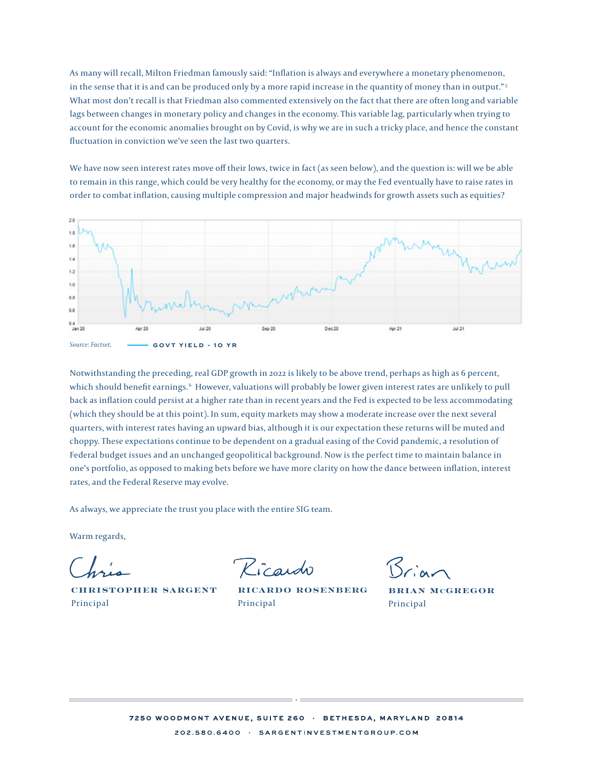As many will recall, Milton Friedman famously said: "Inflation is always and everywhere a monetary phenomenon, in the sense that it is and can be produced only by a more rapid increase in the quantity of money than in output."[5] What most don't recall is that Friedman also commented extensively on the fact that there are often long and variable lags between changes in monetary policy and changes in the economy. This variable lag, particularly when trying to account for the economic anomalies brought on by Covid, is why we are in such a tricky place, and hence the constant fluctuation in conviction we've seen the last two quarters.

We have now seen interest rates move off their lows, twice in fact (as seen below), and the question is: will we be able to remain in this range, which could be very healthy for the economy, or may the Fed eventually have to raise rates in order to combat inflation, causing multiple compression and major headwinds for growth assets such as equities?

*Source: Factset.* GOVT YIELD - 10 YR

Notwithstanding the preceding, real GDP growth in 2022 is likely to be above trend, perhaps as high as 6 percent, which should benefit earnings.[6] However, valuations will probably be lower given interest rates are unlikely to pull back as inflation could persist at a higher rate than in recent years and the Fed is expected to be less accommodating (which they should be at this point). In sum, equity markets may show a moderate increase over the next several quarters, with interest rates having an upward bias, although it is our expectation these returns will be muted and choppy. These expectations continue to be dependent on a gradual easing of the Covid pandemic, a resolution of Federal budget issues and an unchanged geopolitical background. Now is the perfect time to maintain balance in one's portfolio, as opposed to making bets before we have more clarity on how the dance between inflation, interest rates, and the Federal Reserve may evolve.

As always, we appreciate the trust you place with the entire SIG team.

Warm regards,

Chris
**CHRISTOPHER SARGENT**
Principal

Ricardo
**RICARDO ROSENBERG**
Principal

Brian
**BRIAN McGREGOR**
Principal

7250 WOODMONT AVENUE, SUITE 260 · BETHESDA, MARYLAND 20814

202.580.6400 · SARGENTINVESTMENTGROUP.COM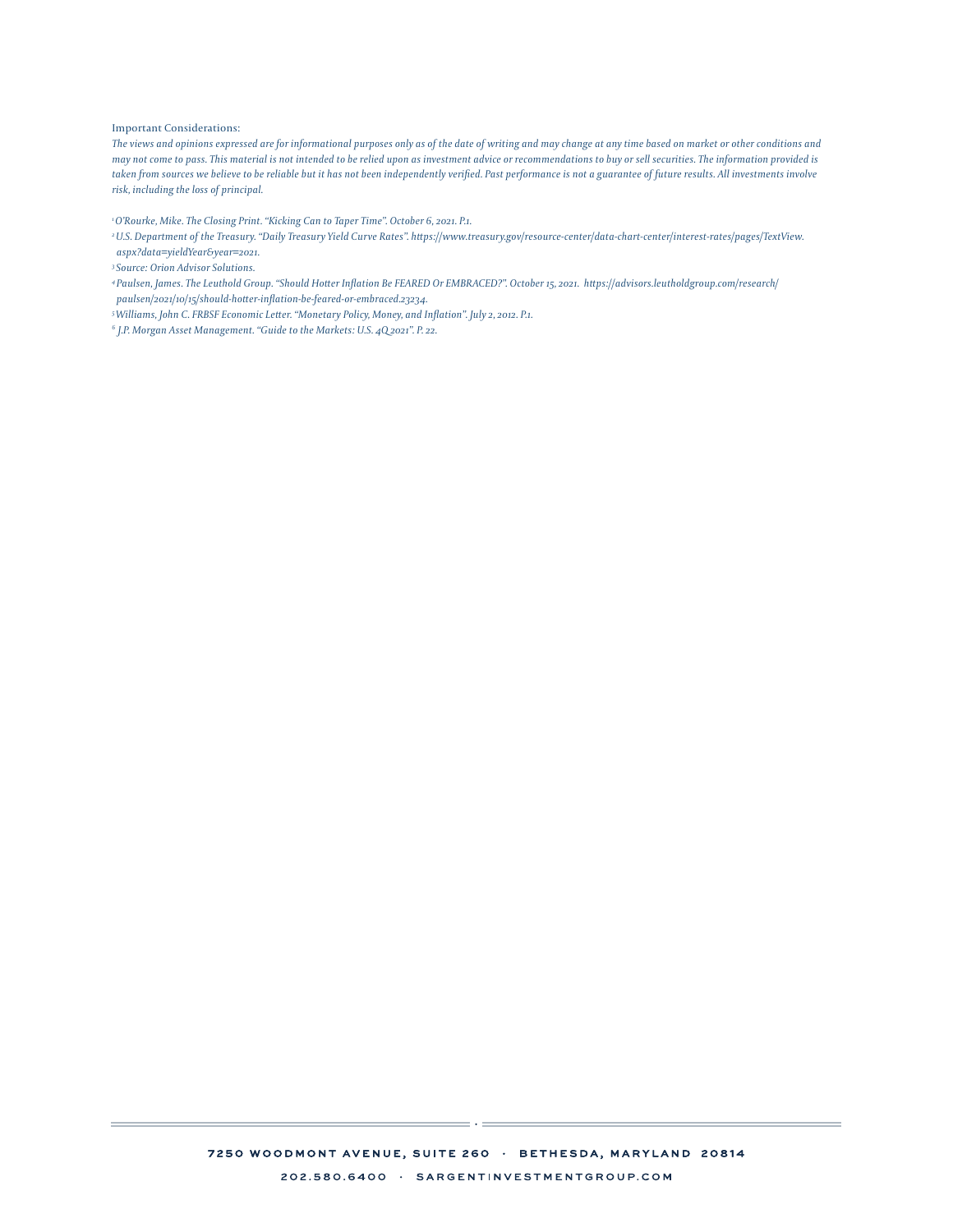Important Considerations:

*The views and opinions expressed are for informational purposes only as of the date of writing and may change at any time based on market or other conditions and may not come to pass. This material is not intended to be relied upon as investment advice or recommendations to buy or sell securities. The information provided is taken from sources we believe to be reliable but it has not been independently verified. Past performance is not a guarantee of future results. All investments involve risk, including the loss of principal.*

[1] *O'Rourke, Mike. The Closing Print. "Kicking Can to Taper Time". October 6, 2021. P.1.*

[2] *U.S. Department of the Treasury. "Daily Treasury Yield Curve Rates". https://www.treasury.gov/resource-center/data-chart-center/interest-rates/pages/TextView.aspx?data=yieldYear&year=2021.*

[3] *Source: Orion Advisor Solutions.*

[4] *Paulsen, James. The Leuthold Group. "Should Hotter Inflation Be FEARED Or EMBRACED?". October 15, 2021. https://advisors.leutholdgroup.com/research/paulsen/2021/10/15/should-hotter-inflation-be-feared-or-embraced.23234.*

[5] *Williams, John C. FRBSF Economic Letter. "Monetary Policy, Money, and Inflation". July 2, 2012. P.1.*

[6] *J.P. Morgan Asset Management. "Guide to the Markets: U.S. 4Q 2021". P. 22.*

7250 WOODMONT AVENUE, SUITE 260 · BETHESDA, MARYLAND 20814

202.580.6400 · SARGENTINVESTMENTGROUP.COM